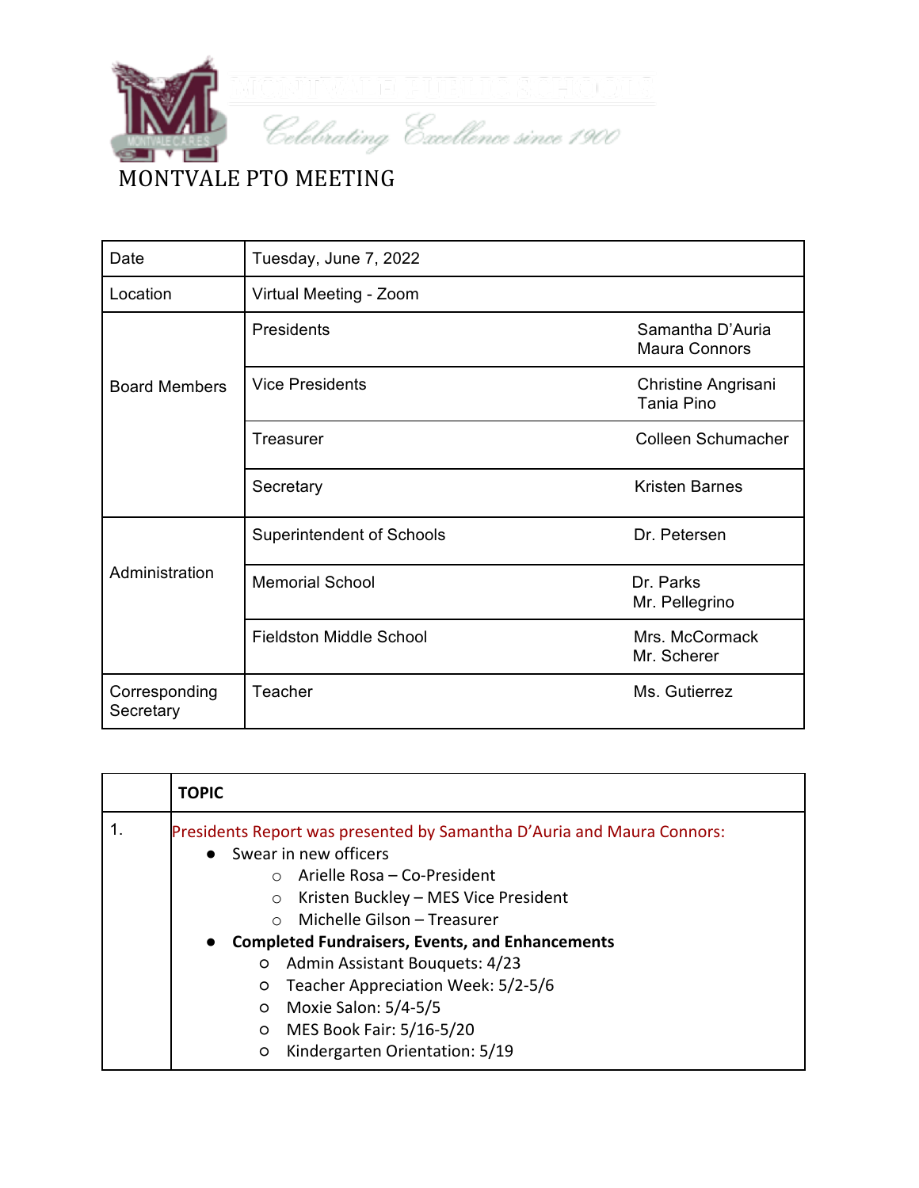*Celebrating Excellence since 1900*

# MONTVALE PTO MEETING

| | | |
|---|---|---|
| Date | Tuesday, June 7, 2022 | |
| Location | Virtual Meeting - Zoom | |
| Board Members | Presidents | Samantha D'Auria<br>Maura Connors |
| | Vice Presidents | Christine Angrisani<br>Tania Pino |
| | Treasurer | Colleen Schumacher |
| | Secretary | Kristen Barnes |
| Administration | Superintendent of Schools | Dr. Petersen |
| | Memorial School | Dr. Parks<br>Mr. Pellegrino |
| | Fieldston Middle School | Mrs. McCormack<br>Mr. Scherer |
| Corresponding Secretary | Teacher | Ms. Gutierrez |

| | **TOPIC** |
|---|---|
| 1. | Presidents Report was presented by Samantha D'Auria and Maura Connors:<br>● Swear in new officers<br>○ Arielle Rosa – Co-President<br>○ Kristen Buckley – MES Vice President<br>○ Michelle Gilson – Treasurer<br>● **Completed Fundraisers, Events, and Enhancements**<br>○ Admin Assistant Bouquets: 4/23<br>○ Teacher Appreciation Week: 5/2-5/6<br>○ Moxie Salon: 5/4-5/5<br>○ MES Book Fair: 5/16-5/20<br>○ Kindergarten Orientation: 5/19 |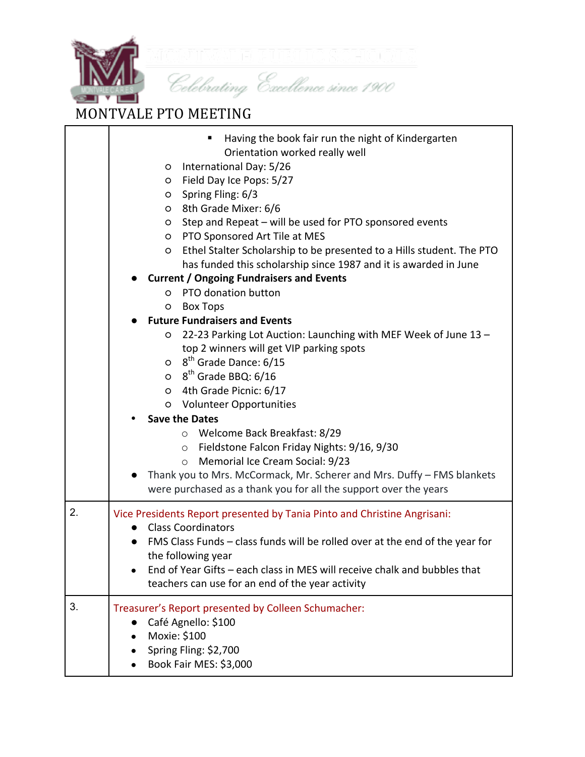MONTVALE PTO MEETING

| | |
|---|---|
| | ▪ Having the book fair run the night of Kindergarten Orientation worked really well<br>○ International Day: 5/26<br>○ Field Day Ice Pops: 5/27<br>○ Spring Fling: 6/3<br>○ 8th Grade Mixer: 6/6<br>○ Step and Repeat – will be used for PTO sponsored events<br>○ PTO Sponsored Art Tile at MES<br>○ Ethel Stalter Scholarship to be presented to a Hills student. The PTO has funded this scholarship since 1987 and it is awarded in June<br>● **Current / Ongoing Fundraisers and Events**<br>○ PTO donation button<br>○ Box Tops<br>● **Future Fundraisers and Events**<br>○ 22-23 Parking Lot Auction: Launching with MEF Week of June 13 – top 2 winners will get VIP parking spots<br>○ 8th Grade Dance: 6/15<br>○ 8th Grade BBQ: 6/16<br>○ 4th Grade Picnic: 6/17<br>○ Volunteer Opportunities<br>• **Save the Dates**<br>○ Welcome Back Breakfast: 8/29<br>○ Fieldstone Falcon Friday Nights: 9/16, 9/30<br>○ Memorial Ice Cream Social: 9/23<br>● Thank you to Mrs. McCormack, Mr. Scherer and Mrs. Duffy – FMS blankets were purchased as a thank you for all the support over the years |
| 2. | Vice Presidents Report presented by Tania Pinto and Christine Angrisani:<br>● Class Coordinators<br>● FMS Class Funds – class funds will be rolled over at the end of the year for the following year<br>• End of Year Gifts – each class in MES will receive chalk and bubbles that teachers can use for an end of the year activity |
| 3. | Treasurer's Report presented by Colleen Schumacher:<br>● Café Agnello: $100<br>• Moxie: $100<br>• Spring Fling: $2,700<br>• Book Fair MES: $3,000 |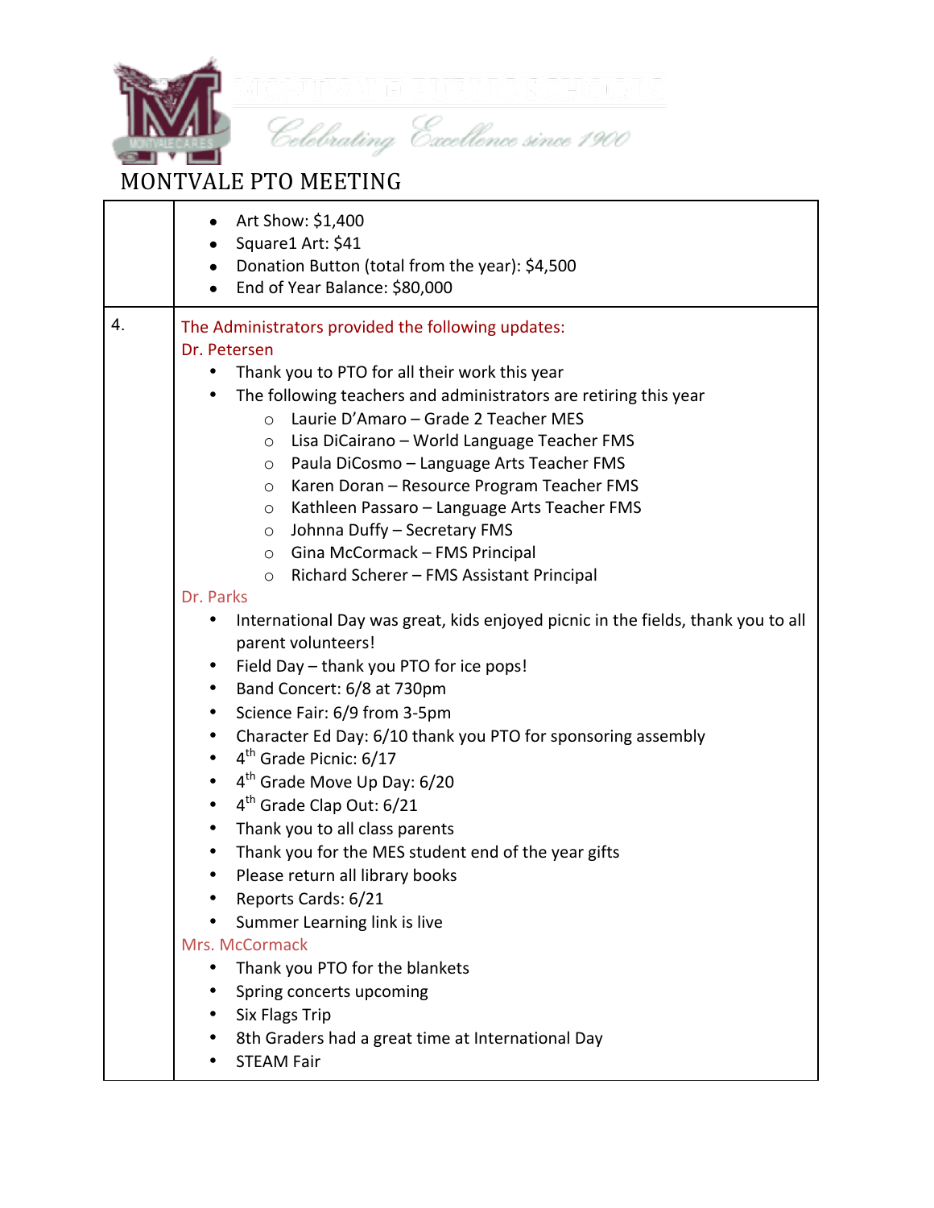# MONTVALE PTO MEETING

| | |
|---|---|
| | • Art Show: $1,400<br>• Square1 Art: $41<br>• Donation Button (total from the year): $4,500<br>• End of Year Balance: $80,000 |
| 4. | The Administrators provided the following updates:<br>Dr. Petersen<br>• Thank you to PTO for all their work this year<br>• The following teachers and administrators are retiring this year<br>  ○ Laurie D'Amaro – Grade 2 Teacher MES<br>  ○ Lisa DiCairano – World Language Teacher FMS<br>  ○ Paula DiCosmo – Language Arts Teacher FMS<br>  ○ Karen Doran – Resource Program Teacher FMS<br>  ○ Kathleen Passaro – Language Arts Teacher FMS<br>  ○ Johnna Duffy – Secretary FMS<br>  ○ Gina McCormack – FMS Principal<br>  ○ Richard Scherer – FMS Assistant Principal<br>Dr. Parks<br>• International Day was great, kids enjoyed picnic in the fields, thank you to all parent volunteers!<br>• Field Day – thank you PTO for ice pops!<br>• Band Concert: 6/8 at 730pm<br>• Science Fair: 6/9 from 3-5pm<br>• Character Ed Day: 6/10 thank you PTO for sponsoring assembly<br>• 4th Grade Picnic: 6/17<br>• 4th Grade Move Up Day: 6/20<br>• 4th Grade Clap Out: 6/21<br>• Thank you to all class parents<br>• Thank you for the MES student end of the year gifts<br>• Please return all library books<br>• Reports Cards: 6/21<br>• Summer Learning link is live<br>Mrs. McCormack<br>• Thank you PTO for the blankets<br>• Spring concerts upcoming<br>• Six Flags Trip<br>• 8th Graders had a great time at International Day<br>• STEAM Fair |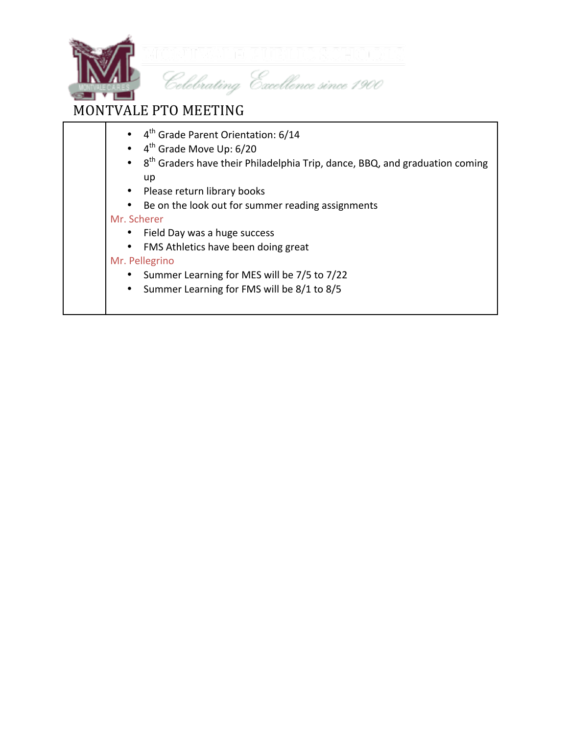*Celebrating Excellence since 1900*

# MONTVALE PTO MEETING

| | |
|---|---|
| | • 4th Grade Parent Orientation: 6/14<br>• 4th Grade Move Up: 6/20<br>• 8th Graders have their Philadelphia Trip, dance, BBQ, and graduation coming up<br>• Please return library books<br>• Be on the look out for summer reading assignments<br>Mr. Scherer<br>• Field Day was a huge success<br>• FMS Athletics have been doing great<br>Mr. Pellegrino<br>• Summer Learning for MES will be 7/5 to 7/22<br>• Summer Learning for FMS will be 8/1 to 8/5 |